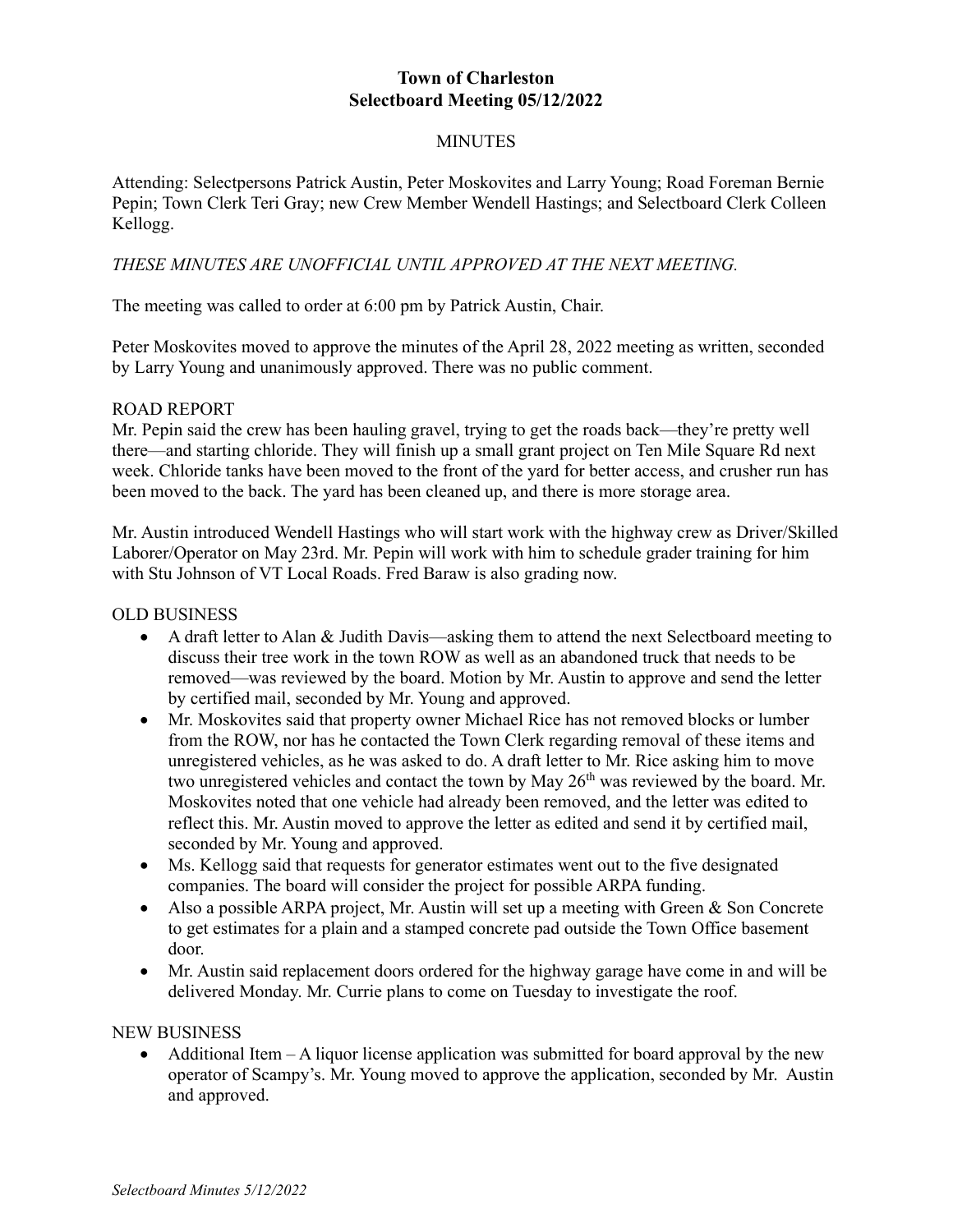# Town of Charleston
## Selectboard Meeting 05/12/2022

MINUTES

Attending: Selectpersons Patrick Austin, Peter Moskovites and Larry Young; Road Foreman Bernie Pepin; Town Clerk Teri Gray; new Crew Member Wendell Hastings; and Selectboard Clerk Colleen Kellogg.

*THESE MINUTES ARE UNOFFICIAL UNTIL APPROVED AT THE NEXT MEETING.*

The meeting was called to order at 6:00 pm by Patrick Austin, Chair.

Peter Moskovites moved to approve the minutes of the April 28, 2022 meeting as written, seconded by Larry Young and unanimously approved. There was no public comment.

ROAD REPORT

Mr. Pepin said the crew has been hauling gravel, trying to get the roads back—they're pretty well there—and starting chloride. They will finish up a small grant project on Ten Mile Square Rd next week. Chloride tanks have been moved to the front of the yard for better access, and crusher run has been moved to the back. The yard has been cleaned up, and there is more storage area.

Mr. Austin introduced Wendell Hastings who will start work with the highway crew as Driver/Skilled Laborer/Operator on May 23rd. Mr. Pepin will work with him to schedule grader training for him with Stu Johnson of VT Local Roads. Fred Baraw is also grading now.

OLD BUSINESS

- A draft letter to Alan & Judith Davis—asking them to attend the next Selectboard meeting to discuss their tree work in the town ROW as well as an abandoned truck that needs to be removed—was reviewed by the board. Motion by Mr. Austin to approve and send the letter by certified mail, seconded by Mr. Young and approved.
- Mr. Moskovites said that property owner Michael Rice has not removed blocks or lumber from the ROW, nor has he contacted the Town Clerk regarding removal of these items and unregistered vehicles, as he was asked to do. A draft letter to Mr. Rice asking him to move two unregistered vehicles and contact the town by May 26th was reviewed by the board. Mr. Moskovites noted that one vehicle had already been removed, and the letter was edited to reflect this. Mr. Austin moved to approve the letter as edited and send it by certified mail, seconded by Mr. Young and approved.
- Ms. Kellogg said that requests for generator estimates went out to the five designated companies. The board will consider the project for possible ARPA funding.
- Also a possible ARPA project, Mr. Austin will set up a meeting with Green & Son Concrete to get estimates for a plain and a stamped concrete pad outside the Town Office basement door.
- Mr. Austin said replacement doors ordered for the highway garage have come in and will be delivered Monday. Mr. Currie plans to come on Tuesday to investigate the roof.

NEW BUSINESS

- Additional Item – A liquor license application was submitted for board approval by the new operator of Scampy's. Mr. Young moved to approve the application, seconded by Mr. Austin and approved.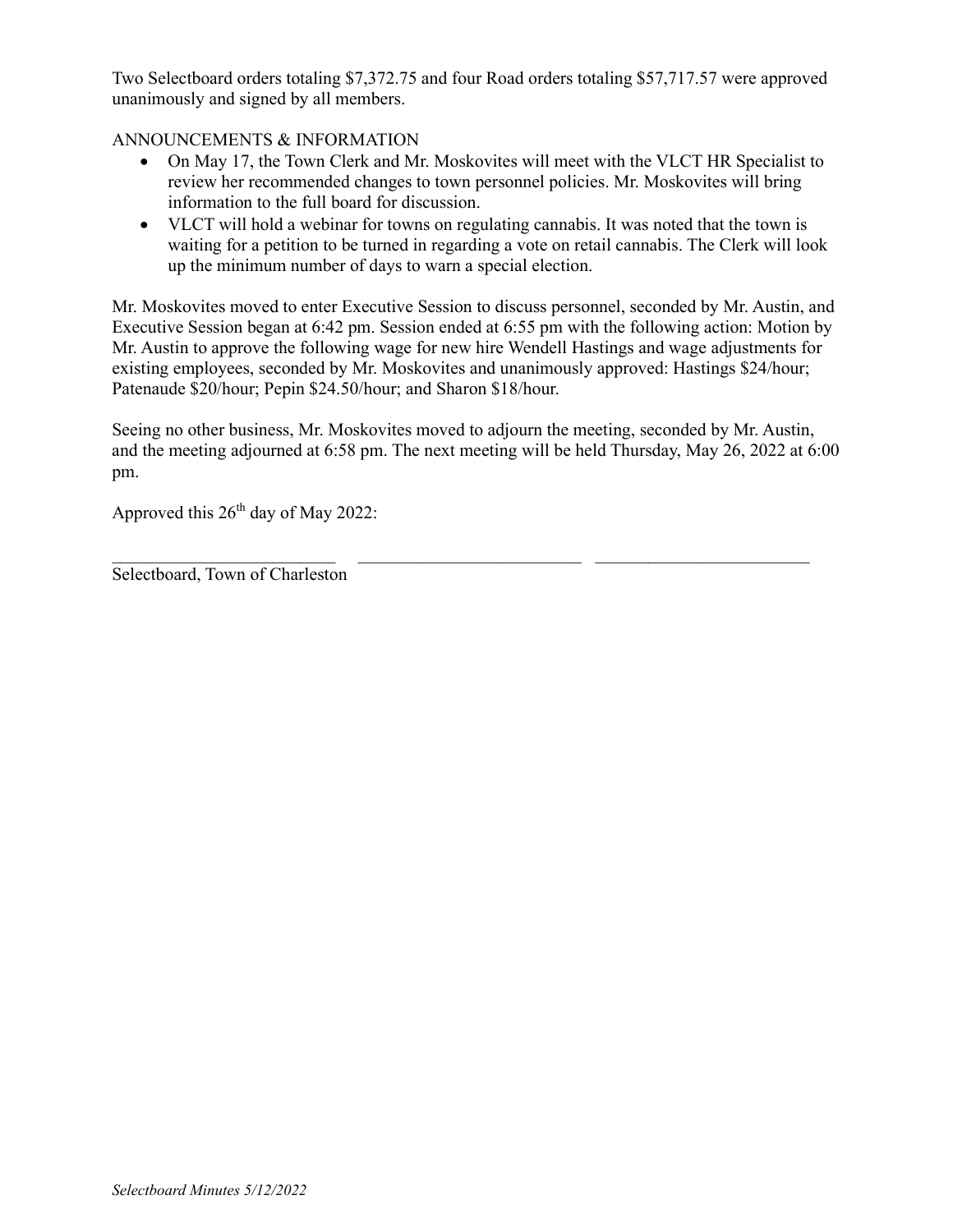Two Selectboard orders totaling $7,372.75 and four Road orders totaling $57,717.57 were approved unanimously and signed by all members.

ANNOUNCEMENTS & INFORMATION

- On May 17, the Town Clerk and Mr. Moskovites will meet with the VLCT HR Specialist to review her recommended changes to town personnel policies. Mr. Moskovites will bring information to the full board for discussion.
- VLCT will hold a webinar for towns on regulating cannabis. It was noted that the town is waiting for a petition to be turned in regarding a vote on retail cannabis. The Clerk will look up the minimum number of days to warn a special election.

Mr. Moskovites moved to enter Executive Session to discuss personnel, seconded by Mr. Austin, and Executive Session began at 6:42 pm. Session ended at 6:55 pm with the following action: Motion by Mr. Austin to approve the following wage for new hire Wendell Hastings and wage adjustments for existing employees, seconded by Mr. Moskovites and unanimously approved: Hastings $24/hour; Patenaude $20/hour; Pepin $24.50/hour; and Sharon $18/hour.

Seeing no other business, Mr. Moskovites moved to adjourn the meeting, seconded by Mr. Austin, and the meeting adjourned at 6:58 pm. The next meeting will be held Thursday, May 26, 2022 at 6:00 pm.

Approved this 26th day of May 2022:

\_\_\_\_\_\_\_\_\_\_\_\_\_\_\_\_\_\_\_\_\_\_\_\_\_ \_\_\_\_\_\_\_\_\_\_\_\_\_\_\_\_\_\_\_\_\_\_\_\_\_ \_\_\_\_\_\_\_\_\_\_\_\_\_\_\_\_\_\_\_\_\_\_\_\_\_

Selectboard, Town of Charleston